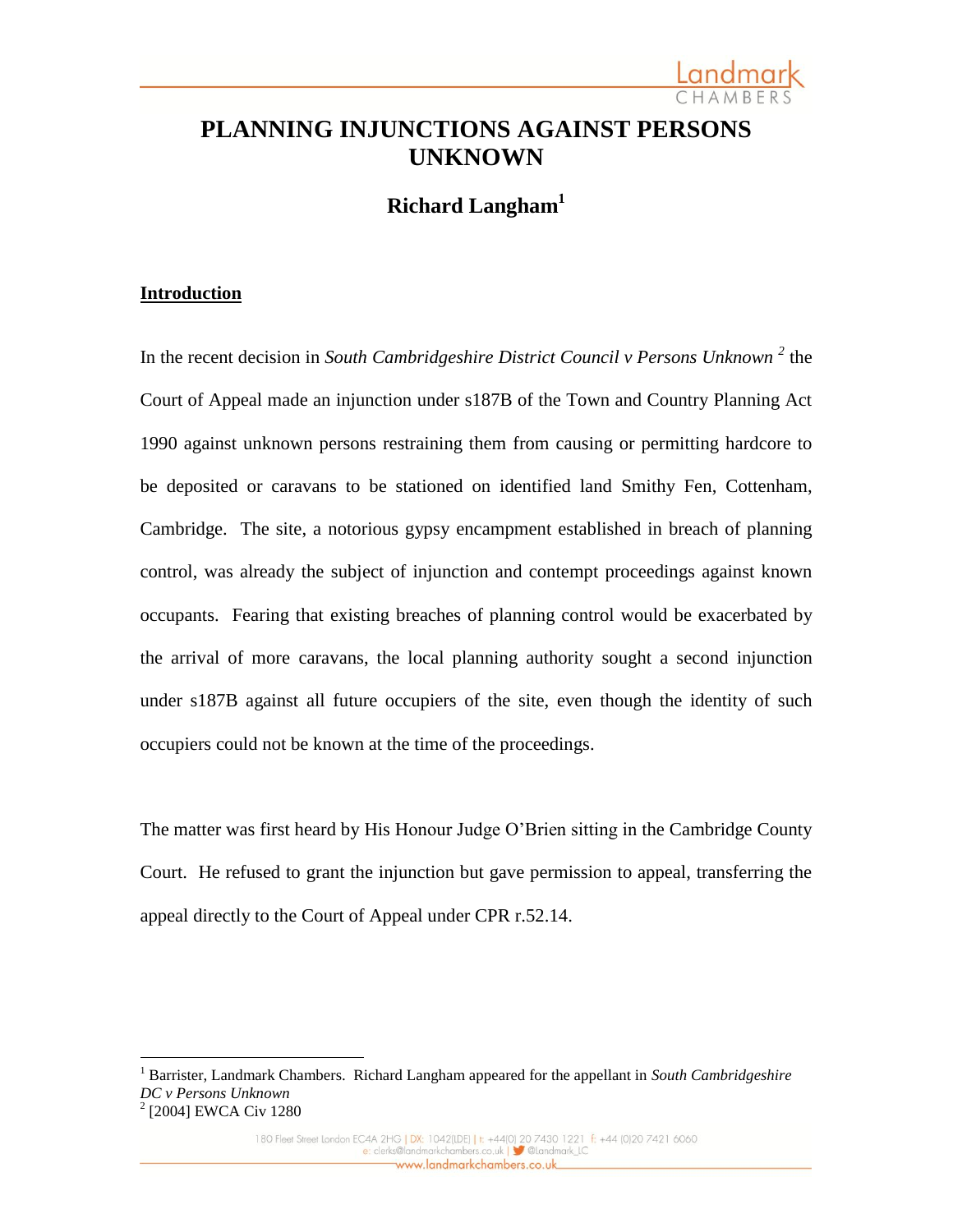# PLANNING INJUNCTIONS AGAINST PERSONS UNKNOWN

## Richard Langham[1]

### Introduction

In the recent decision in *South Cambridgeshire District Council v Persons Unknown* [2] the Court of Appeal made an injunction under s187B of the Town and Country Planning Act 1990 against unknown persons restraining them from causing or permitting hardcore to be deposited or caravans to be stationed on identified land Smithy Fen, Cottenham, Cambridge. The site, a notorious gypsy encampment established in breach of planning control, was already the subject of injunction and contempt proceedings against known occupants. Fearing that existing breaches of planning control would be exacerbated by the arrival of more caravans, the local planning authority sought a second injunction under s187B against all future occupiers of the site, even though the identity of such occupiers could not be known at the time of the proceedings.

The matter was first heard by His Honour Judge O'Brien sitting in the Cambridge County Court. He refused to grant the injunction but gave permission to appeal, transferring the appeal directly to the Court of Appeal under CPR r.52.14.

[1] Barrister, Landmark Chambers. Richard Langham appeared for the appellant in *South Cambridgeshire DC v Persons Unknown*

[2] [2004] EWCA Civ 1280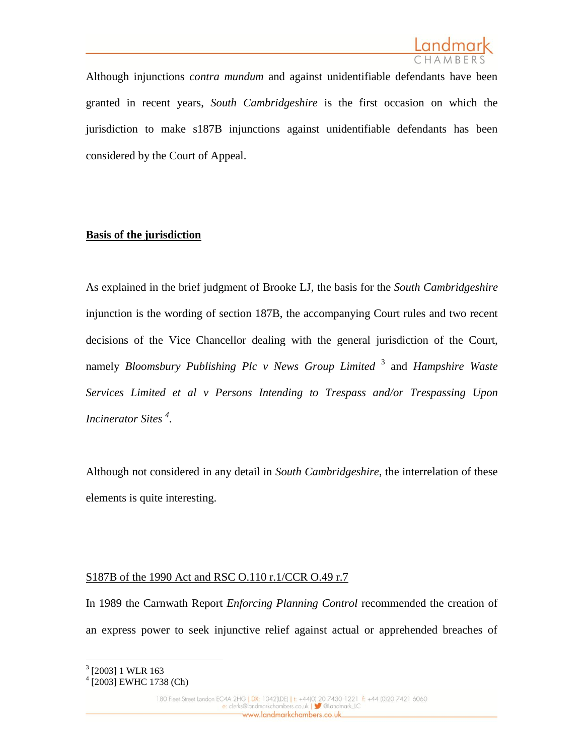Although injunctions *contra mundum* and against unidentifiable defendants have been granted in recent years, *South Cambridgeshire* is the first occasion on which the jurisdiction to make s187B injunctions against unidentifiable defendants has been considered by the Court of Appeal.

## **Basis of the jurisdiction**

As explained in the brief judgment of Brooke LJ, the basis for the *South Cambridgeshire* injunction is the wording of section 187B, the accompanying Court rules and two recent decisions of the Vice Chancellor dealing with the general jurisdiction of the Court, namely *Bloomsbury Publishing Plc v News Group Limited* [3] and *Hampshire Waste Services Limited et al v Persons Intending to Trespass and/or Trespassing Upon Incinerator Sites* [4].

Although not considered in any detail in *South Cambridgeshire*, the interrelation of these elements is quite interesting.

### S187B of the 1990 Act and RSC O.110 r.1/CCR O.49 r.7

In 1989 the Carnwath Report *Enforcing Planning Control* recommended the creation of an express power to seek injunctive relief against actual or apprehended breaches of

---

[3] [2003] 1 WLR 163

[4] [2003] EWHC 1738 (Ch)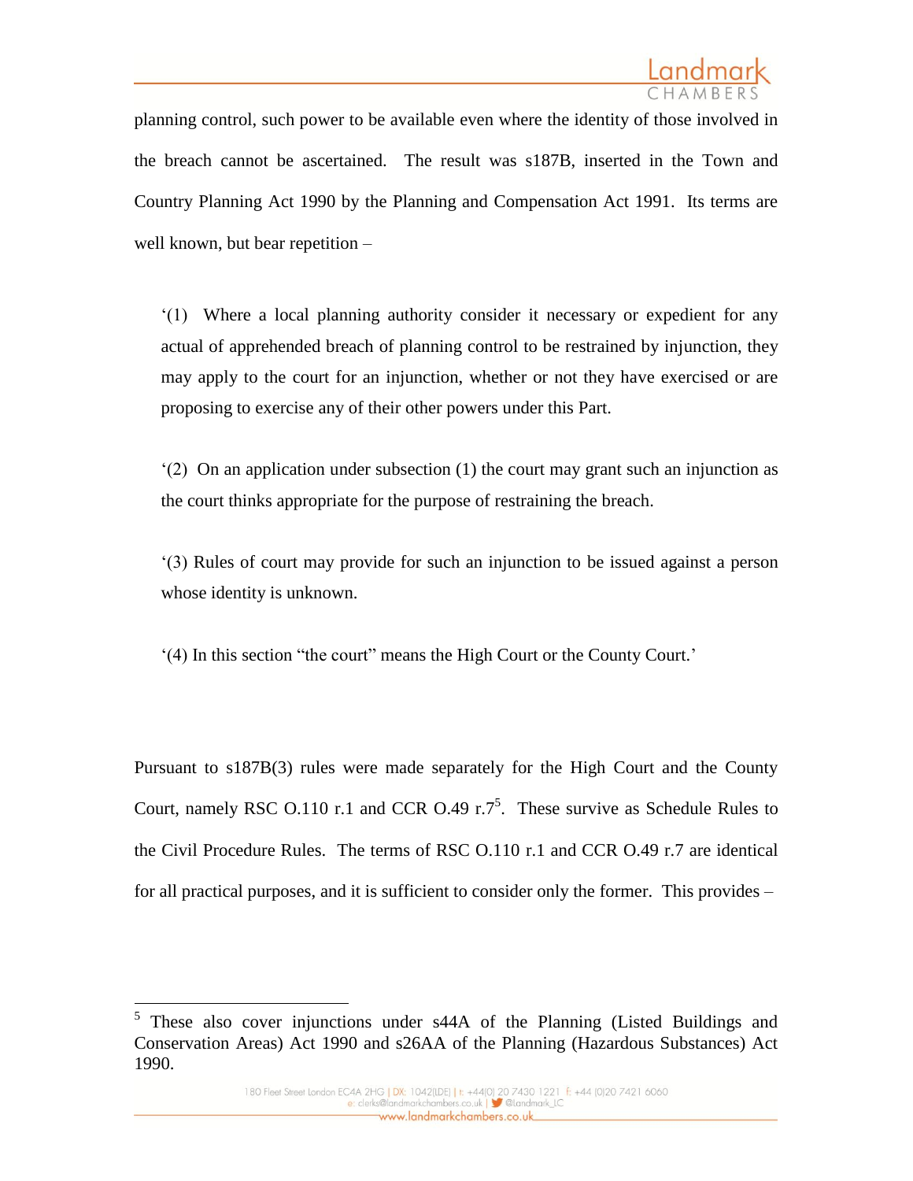planning control, such power to be available even where the identity of those involved in the breach cannot be ascertained. The result was s187B, inserted in the Town and Country Planning Act 1990 by the Planning and Compensation Act 1991. Its terms are well known, but bear repetition –

> '(1) Where a local planning authority consider it necessary or expedient for any actual of apprehended breach of planning control to be restrained by injunction, they may apply to the court for an injunction, whether or not they have exercised or are proposing to exercise any of their other powers under this Part.
>
> '(2) On an application under subsection (1) the court may grant such an injunction as the court thinks appropriate for the purpose of restraining the breach.
>
> '(3) Rules of court may provide for such an injunction to be issued against a person whose identity is unknown.
>
> '(4) In this section "the court" means the High Court or the County Court.'

Pursuant to s187B(3) rules were made separately for the High Court and the County Court, namely RSC O.110 r.1 and CCR O.49 r.7[5]. These survive as Schedule Rules to the Civil Procedure Rules. The terms of RSC O.110 r.1 and CCR O.49 r.7 are identical for all practical purposes, and it is sufficient to consider only the former. This provides –

---

[5] These also cover injunctions under s44A of the Planning (Listed Buildings and Conservation Areas) Act 1990 and s26AA of the Planning (Hazardous Substances) Act 1990.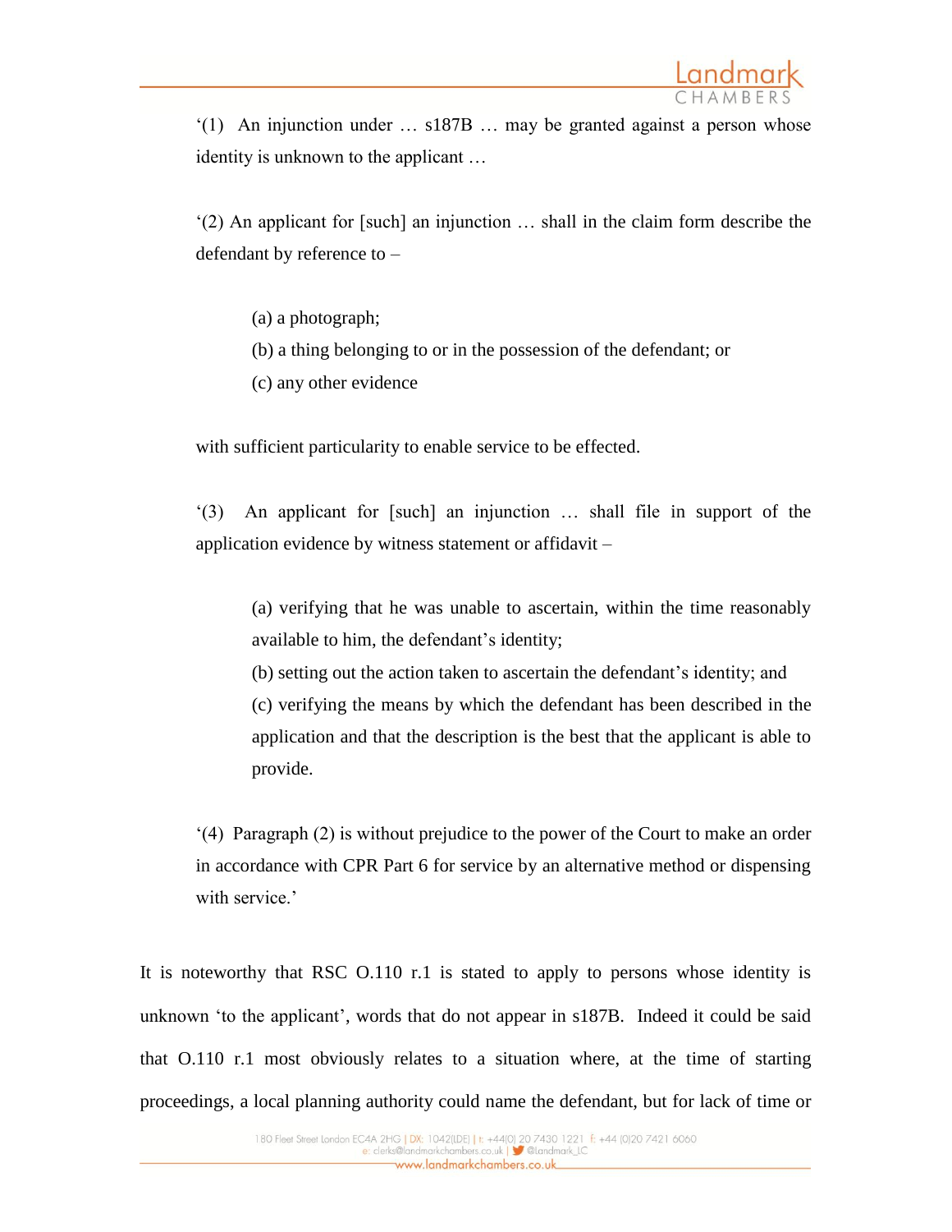> '(1) An injunction under … s187B … may be granted against a person whose identity is unknown to the applicant …
>
> '(2) An applicant for [such] an injunction … shall in the claim form describe the defendant by reference to –
>
> > (a) a photograph;
> > (b) a thing belonging to or in the possession of the defendant; or
> > (c) any other evidence
>
> with sufficient particularity to enable service to be effected.
>
> '(3) An applicant for [such] an injunction … shall file in support of the application evidence by witness statement or affidavit –
>
> > (a) verifying that he was unable to ascertain, within the time reasonably available to him, the defendant's identity;
> > (b) setting out the action taken to ascertain the defendant's identity; and
> > (c) verifying the means by which the defendant has been described in the application and that the description is the best that the applicant is able to provide.
>
> '(4) Paragraph (2) is without prejudice to the power of the Court to make an order in accordance with CPR Part 6 for service by an alternative method or dispensing with service.'

It is noteworthy that RSC O.110 r.1 is stated to apply to persons whose identity is unknown 'to the applicant', words that do not appear in s187B. Indeed it could be said that O.110 r.1 most obviously relates to a situation where, at the time of starting proceedings, a local planning authority could name the defendant, but for lack of time or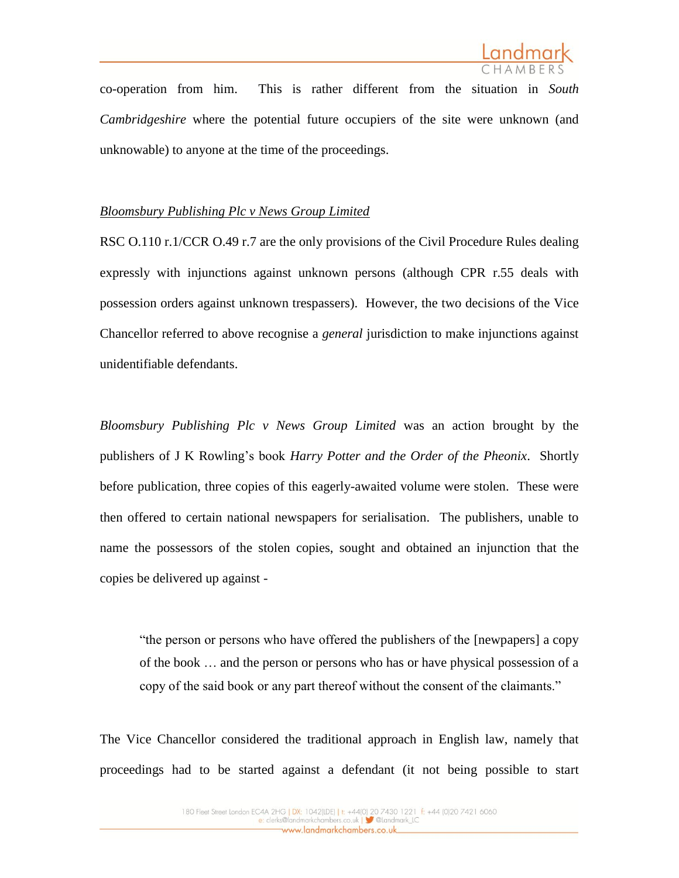co-operation from him. This is rather different from the situation in *South Cambridgeshire* where the potential future occupiers of the site were unknown (and unknowable) to anyone at the time of the proceedings.

*Bloomsbury Publishing Plc v News Group Limited*

RSC O.110 r.1/CCR O.49 r.7 are the only provisions of the Civil Procedure Rules dealing expressly with injunctions against unknown persons (although CPR r.55 deals with possession orders against unknown trespassers). However, the two decisions of the Vice Chancellor referred to above recognise a *general* jurisdiction to make injunctions against unidentifiable defendants.

*Bloomsbury Publishing Plc v News Group Limited* was an action brought by the publishers of J K Rowling's book *Harry Potter and the Order of the Pheonix*. Shortly before publication, three copies of this eagerly-awaited volume were stolen. These were then offered to certain national newspapers for serialisation. The publishers, unable to name the possessors of the stolen copies, sought and obtained an injunction that the copies be delivered up against -

> "the person or persons who have offered the publishers of the [newpapers] a copy of the book … and the person or persons who has or have physical possession of a copy of the said book or any part thereof without the consent of the claimants."

The Vice Chancellor considered the traditional approach in English law, namely that proceedings had to be started against a defendant (it not being possible to start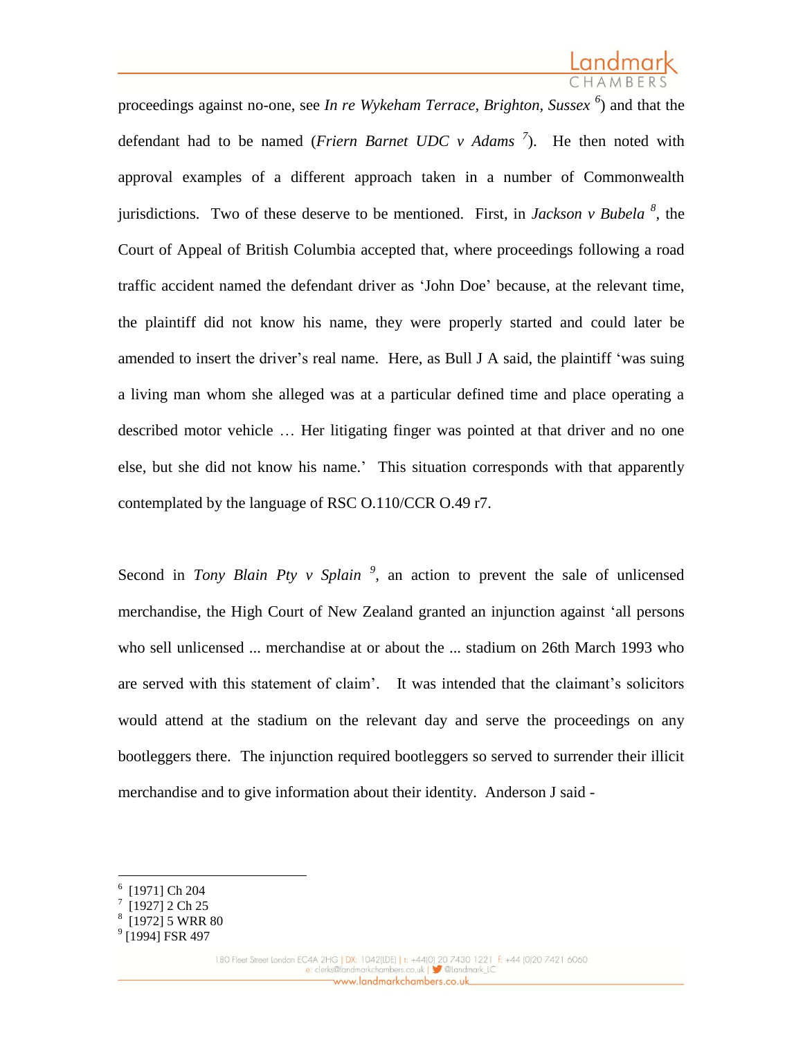proceedings against no-one, see *In re Wykeham Terrace, Brighton, Sussex* [6]) and that the defendant had to be named (*Friern Barnet UDC v Adams* [7]). He then noted with approval examples of a different approach taken in a number of Commonwealth jurisdictions. Two of these deserve to be mentioned. First, in *Jackson v Bubela* [8], the Court of Appeal of British Columbia accepted that, where proceedings following a road traffic accident named the defendant driver as 'John Doe' because, at the relevant time, the plaintiff did not know his name, they were properly started and could later be amended to insert the driver's real name. Here, as Bull J A said, the plaintiff 'was suing a living man whom she alleged was at a particular defined time and place operating a described motor vehicle … Her litigating finger was pointed at that driver and no one else, but she did not know his name.' This situation corresponds with that apparently contemplated by the language of RSC O.110/CCR O.49 r7.

Second in *Tony Blain Pty v Splain* [9], an action to prevent the sale of unlicensed merchandise, the High Court of New Zealand granted an injunction against 'all persons who sell unlicensed ... merchandise at or about the ... stadium on 26th March 1993 who are served with this statement of claim'. It was intended that the claimant's solicitors would attend at the stadium on the relevant day and serve the proceedings on any bootleggers there. The injunction required bootleggers so served to surrender their illicit merchandise and to give information about their identity. Anderson J said -

---

6 [1971] Ch 204
7 [1927] 2 Ch 25
8 [1972] 5 WRR 80
9 [1994] FSR 497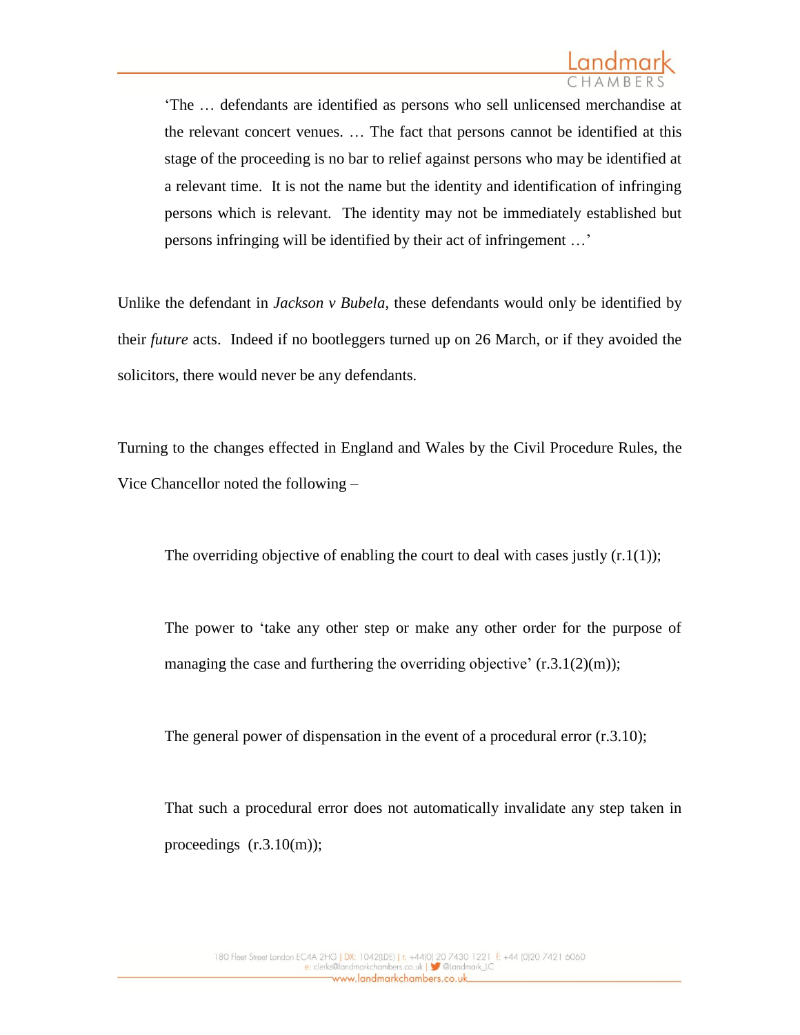> 'The … defendants are identified as persons who sell unlicensed merchandise at the relevant concert venues. … The fact that persons cannot be identified at this stage of the proceeding is no bar to relief against persons who may be identified at a relevant time. It is not the name but the identity and identification of infringing persons which is relevant. The identity may not be immediately established but persons infringing will be identified by their act of infringement …'

Unlike the defendant in *Jackson v Bubela*, these defendants would only be identified by their *future* acts. Indeed if no bootleggers turned up on 26 March, or if they avoided the solicitors, there would never be any defendants.

Turning to the changes effected in England and Wales by the Civil Procedure Rules, the Vice Chancellor noted the following –

> The overriding objective of enabling the court to deal with cases justly (r.1(1));
>
> The power to 'take any other step or make any other order for the purpose of managing the case and furthering the overriding objective' (r.3.1(2)(m));
>
> The general power of dispensation in the event of a procedural error (r.3.10);
>
> That such a procedural error does not automatically invalidate any step taken in proceedings (r.3.10(m));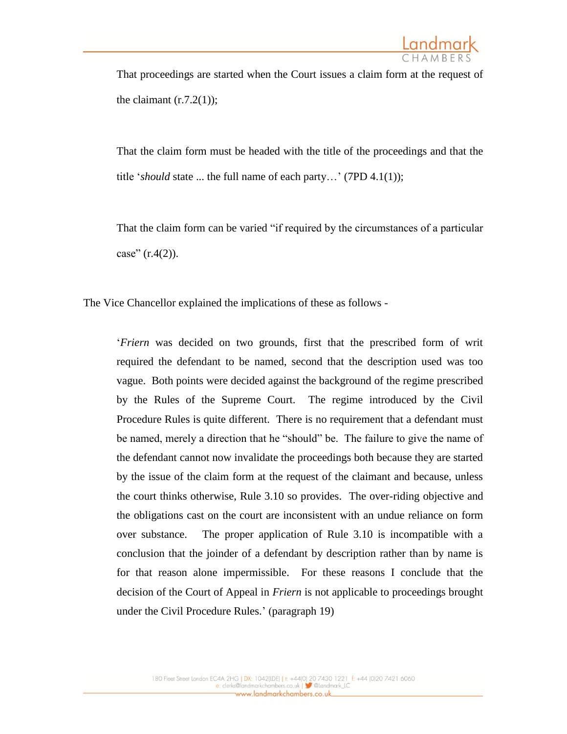That proceedings are started when the Court issues a claim form at the request of the claimant (r.7.2(1));

That the claim form must be headed with the title of the proceedings and that the title '*should* state ... the full name of each party…' (7PD 4.1(1));

That the claim form can be varied "if required by the circumstances of a particular case" (r.4(2)).

The Vice Chancellor explained the implications of these as follows -

> '*Friern* was decided on two grounds, first that the prescribed form of writ required the defendant to be named, second that the description used was too vague. Both points were decided against the background of the regime prescribed by the Rules of the Supreme Court. The regime introduced by the Civil Procedure Rules is quite different. There is no requirement that a defendant must be named, merely a direction that he "should" be. The failure to give the name of the defendant cannot now invalidate the proceedings both because they are started by the issue of the claim form at the request of the claimant and because, unless the court thinks otherwise, Rule 3.10 so provides. The over-riding objective and the obligations cast on the court are inconsistent with an undue reliance on form over substance. The proper application of Rule 3.10 is incompatible with a conclusion that the joinder of a defendant by description rather than by name is for that reason alone impermissible. For these reasons I conclude that the decision of the Court of Appeal in *Friern* is not applicable to proceedings brought under the Civil Procedure Rules.' (paragraph 19)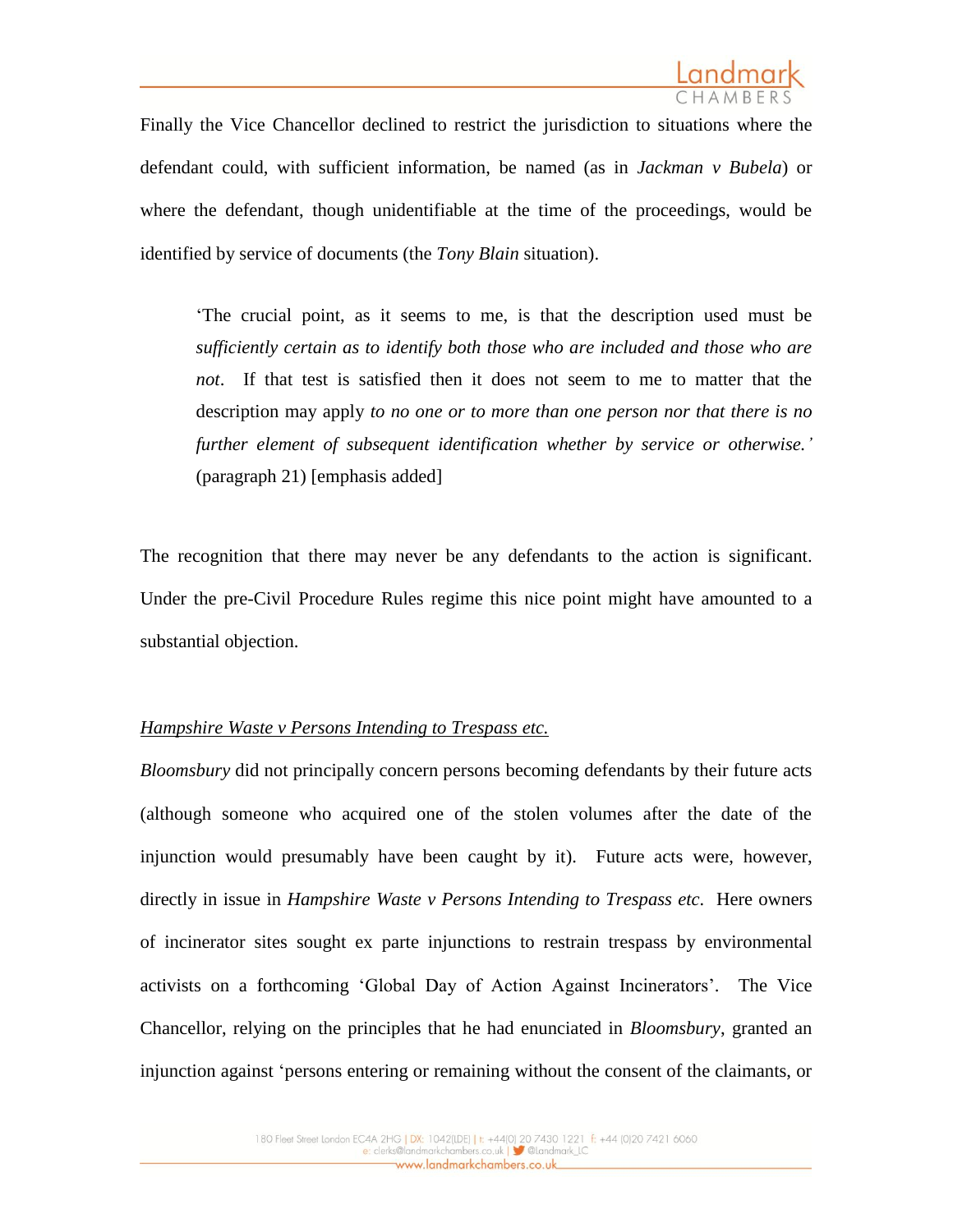Finally the Vice Chancellor declined to restrict the jurisdiction to situations where the defendant could, with sufficient information, be named (as in *Jackman v Bubela*) or where the defendant, though unidentifiable at the time of the proceedings, would be identified by service of documents (the *Tony Blain* situation).

> 'The crucial point, as it seems to me, is that the description used must be *sufficiently certain as to identify both those who are included and those who are not*. If that test is satisfied then it does not seem to me to matter that the description may apply *to no one or to more than one person nor that there is no further element of subsequent identification whether by service or otherwise.'* (paragraph 21) [emphasis added]

The recognition that there may never be any defendants to the action is significant. Under the pre-Civil Procedure Rules regime this nice point might have amounted to a substantial objection.

*Hampshire Waste v Persons Intending to Trespass etc.*

*Bloomsbury* did not principally concern persons becoming defendants by their future acts (although someone who acquired one of the stolen volumes after the date of the injunction would presumably have been caught by it). Future acts were, however, directly in issue in *Hampshire Waste v Persons Intending to Trespass etc*. Here owners of incinerator sites sought ex parte injunctions to restrain trespass by environmental activists on a forthcoming 'Global Day of Action Against Incinerators'. The Vice Chancellor, relying on the principles that he had enunciated in *Bloomsbury*, granted an injunction against 'persons entering or remaining without the consent of the claimants, or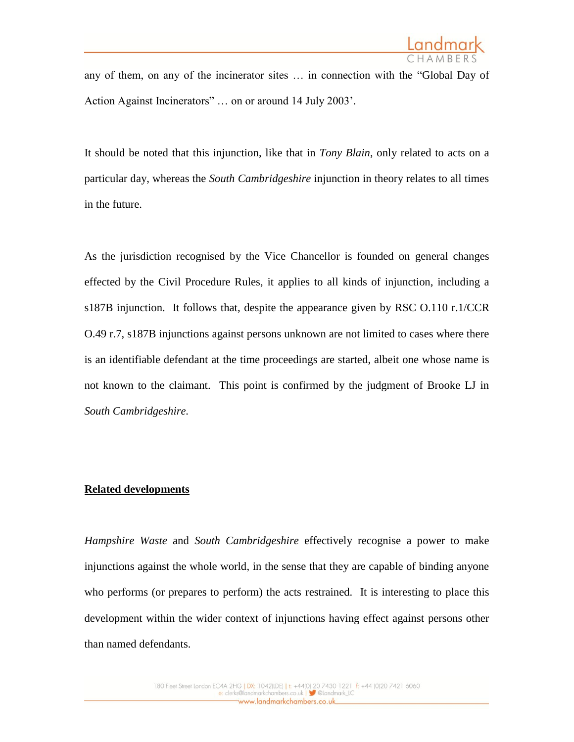any of them, on any of the incinerator sites … in connection with the "Global Day of Action Against Incinerators" … on or around 14 July 2003'.

It should be noted that this injunction, like that in *Tony Blain*, only related to acts on a particular day, whereas the *South Cambridgeshire* injunction in theory relates to all times in the future.

As the jurisdiction recognised by the Vice Chancellor is founded on general changes effected by the Civil Procedure Rules, it applies to all kinds of injunction, including a s187B injunction. It follows that, despite the appearance given by RSC O.110 r.1/CCR O.49 r.7, s187B injunctions against persons unknown are not limited to cases where there is an identifiable defendant at the time proceedings are started, albeit one whose name is not known to the claimant. This point is confirmed by the judgment of Brooke LJ in *South Cambridgeshire.*

**Related developments**

*Hampshire Waste* and *South Cambridgeshire* effectively recognise a power to make injunctions against the whole world, in the sense that they are capable of binding anyone who performs (or prepares to perform) the acts restrained. It is interesting to place this development within the wider context of injunctions having effect against persons other than named defendants.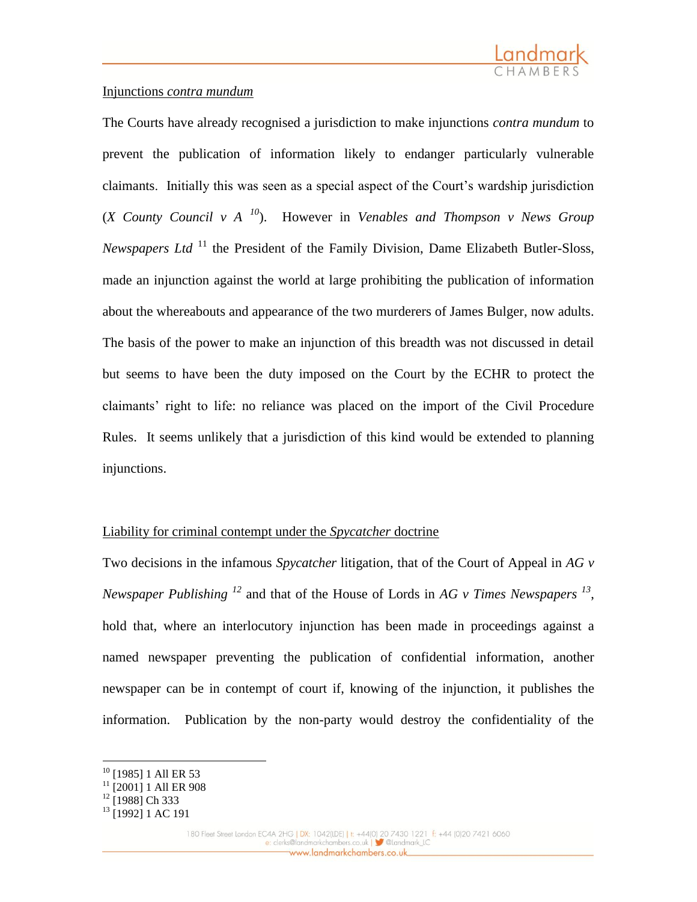## Injunctions *contra mundum*

The Courts have already recognised a jurisdiction to make injunctions *contra mundum* to prevent the publication of information likely to endanger particularly vulnerable claimants. Initially this was seen as a special aspect of the Court's wardship jurisdiction (*X County Council v A* [10]). However in *Venables and Thompson v News Group Newspapers Ltd* [11] the President of the Family Division, Dame Elizabeth Butler-Sloss, made an injunction against the world at large prohibiting the publication of information about the whereabouts and appearance of the two murderers of James Bulger, now adults. The basis of the power to make an injunction of this breadth was not discussed in detail but seems to have been the duty imposed on the Court by the ECHR to protect the claimants' right to life: no reliance was placed on the import of the Civil Procedure Rules. It seems unlikely that a jurisdiction of this kind would be extended to planning injunctions.

## Liability for criminal contempt under the *Spycatcher* doctrine

Two decisions in the infamous *Spycatcher* litigation, that of the Court of Appeal in *AG v Newspaper Publishing* [12] and that of the House of Lords in *AG v Times Newspapers* [13], hold that, where an interlocutory injunction has been made in proceedings against a named newspaper preventing the publication of confidential information, another newspaper can be in contempt of court if, knowing of the injunction, it publishes the information. Publication by the non-party would destroy the confidentiality of the

---

[10] [1985] 1 All ER 53
[11] [2001] 1 All ER 908
[12] [1988] Ch 333
[13] [1992] 1 AC 191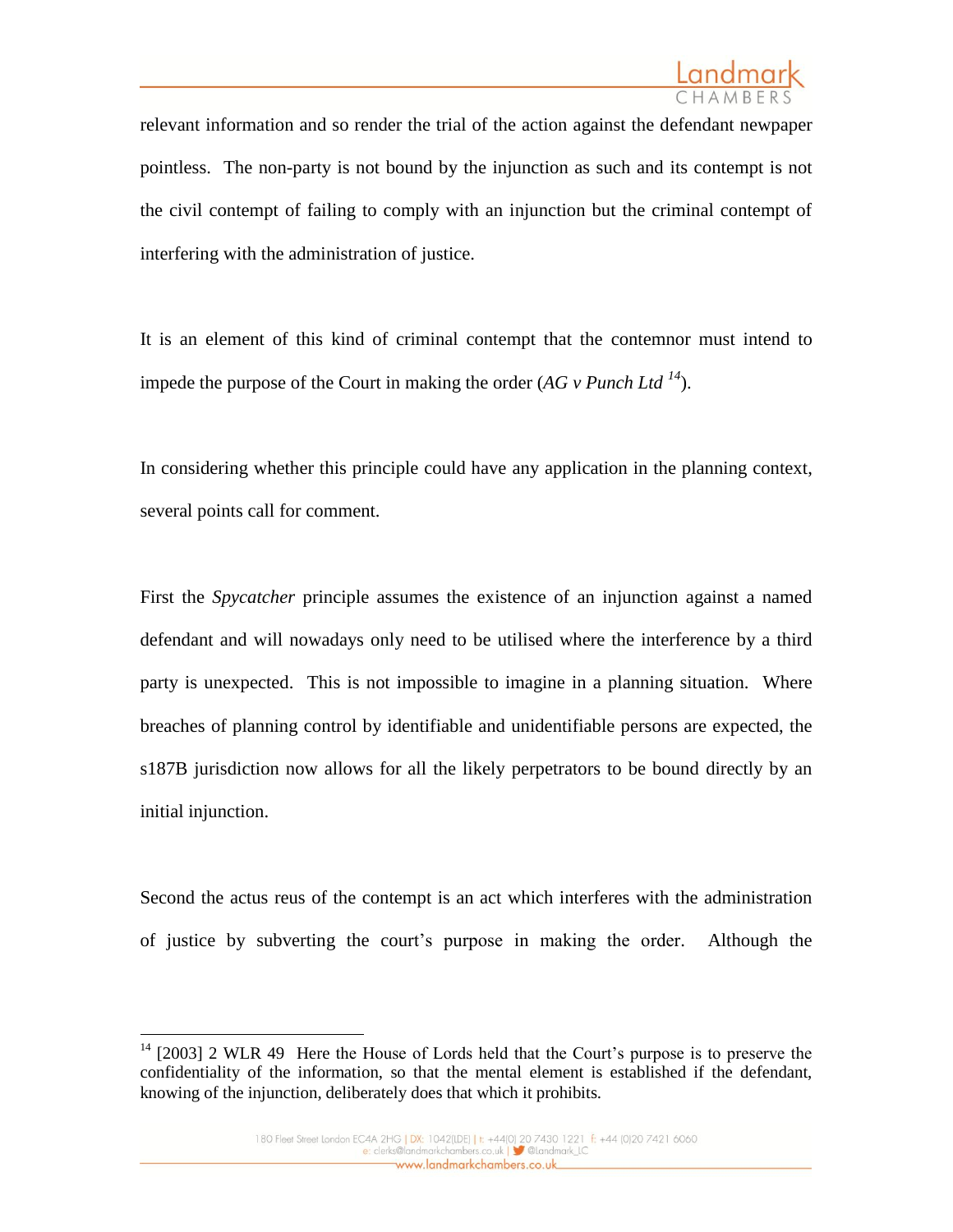relevant information and so render the trial of the action against the defendant newpaper pointless. The non-party is not bound by the injunction as such and its contempt is not the civil contempt of failing to comply with an injunction but the criminal contempt of interfering with the administration of justice.

It is an element of this kind of criminal contempt that the contemnor must intend to impede the purpose of the Court in making the order (*AG v Punch Ltd* [14]).

In considering whether this principle could have any application in the planning context, several points call for comment.

First the *Spycatcher* principle assumes the existence of an injunction against a named defendant and will nowadays only need to be utilised where the interference by a third party is unexpected. This is not impossible to imagine in a planning situation. Where breaches of planning control by identifiable and unidentifiable persons are expected, the s187B jurisdiction now allows for all the likely perpetrators to be bound directly by an initial injunction.

Second the actus reus of the contempt is an act which interferes with the administration of justice by subverting the court's purpose in making the order. Although the

---

[14] [2003] 2 WLR 49 Here the House of Lords held that the Court's purpose is to preserve the confidentiality of the information, so that the mental element is established if the defendant, knowing of the injunction, deliberately does that which it prohibits.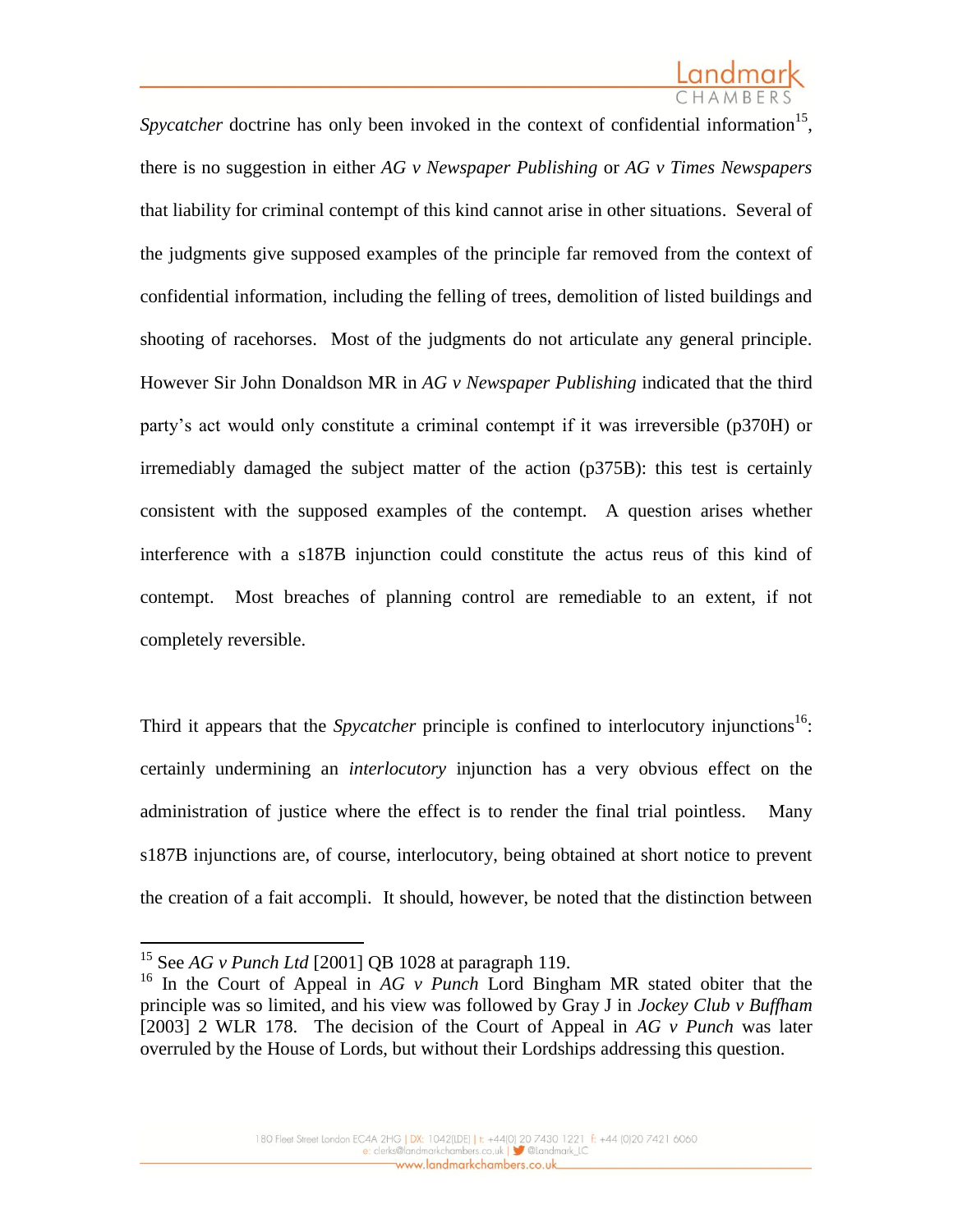*Spycatcher* doctrine has only been invoked in the context of confidential information[15], there is no suggestion in either *AG v Newspaper Publishing* or *AG v Times Newspapers* that liability for criminal contempt of this kind cannot arise in other situations. Several of the judgments give supposed examples of the principle far removed from the context of confidential information, including the felling of trees, demolition of listed buildings and shooting of racehorses. Most of the judgments do not articulate any general principle. However Sir John Donaldson MR in *AG v Newspaper Publishing* indicated that the third party's act would only constitute a criminal contempt if it was irreversible (p370H) or irremediably damaged the subject matter of the action (p375B): this test is certainly consistent with the supposed examples of the contempt. A question arises whether interference with a s187B injunction could constitute the actus reus of this kind of contempt. Most breaches of planning control are remediable to an extent, if not completely reversible.

Third it appears that the *Spycatcher* principle is confined to interlocutory injunctions[16]: certainly undermining an *interlocutory* injunction has a very obvious effect on the administration of justice where the effect is to render the final trial pointless. Many s187B injunctions are, of course, interlocutory, being obtained at short notice to prevent the creation of a fait accompli. It should, however, be noted that the distinction between

---

[15] See *AG v Punch Ltd* [2001] QB 1028 at paragraph 119.

[16] In the Court of Appeal in *AG v Punch* Lord Bingham MR stated obiter that the principle was so limited, and his view was followed by Gray J in *Jockey Club v Buffham* [2003] 2 WLR 178. The decision of the Court of Appeal in *AG v Punch* was later overruled by the House of Lords, but without their Lordships addressing this question.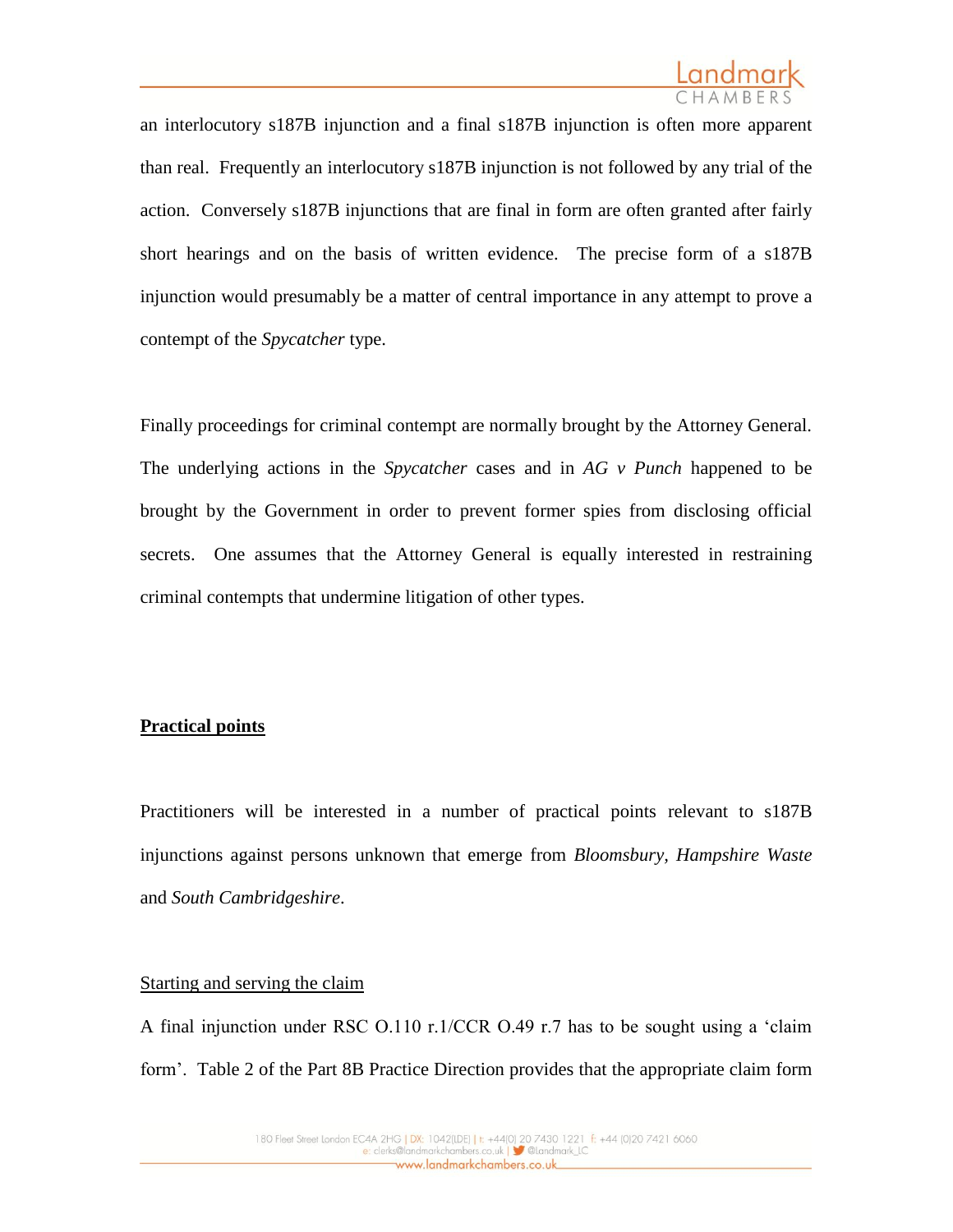an interlocutory s187B injunction and a final s187B injunction is often more apparent than real. Frequently an interlocutory s187B injunction is not followed by any trial of the action. Conversely s187B injunctions that are final in form are often granted after fairly short hearings and on the basis of written evidence. The precise form of a s187B injunction would presumably be a matter of central importance in any attempt to prove a contempt of the *Spycatcher* type.

Finally proceedings for criminal contempt are normally brought by the Attorney General. The underlying actions in the *Spycatcher* cases and in *AG v Punch* happened to be brought by the Government in order to prevent former spies from disclosing official secrets. One assumes that the Attorney General is equally interested in restraining criminal contempts that undermine litigation of other types.

## Practical points

Practitioners will be interested in a number of practical points relevant to s187B injunctions against persons unknown that emerge from *Bloomsbury*, *Hampshire Waste* and *South Cambridgeshire*.

### Starting and serving the claim

A final injunction under RSC O.110 r.1/CCR O.49 r.7 has to be sought using a 'claim form'. Table 2 of the Part 8B Practice Direction provides that the appropriate claim form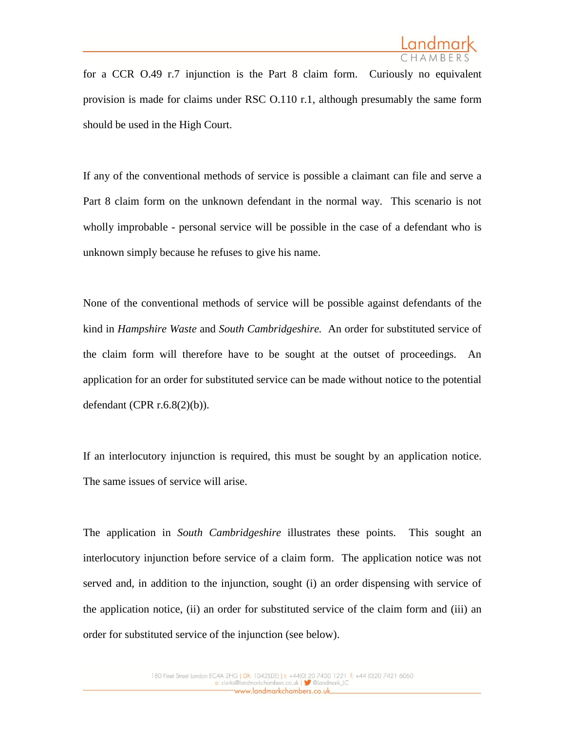for a CCR O.49 r.7 injunction is the Part 8 claim form. Curiously no equivalent provision is made for claims under RSC O.110 r.1, although presumably the same form should be used in the High Court.

If any of the conventional methods of service is possible a claimant can file and serve a Part 8 claim form on the unknown defendant in the normal way. This scenario is not wholly improbable - personal service will be possible in the case of a defendant who is unknown simply because he refuses to give his name.

None of the conventional methods of service will be possible against defendants of the kind in *Hampshire Waste* and *South Cambridgeshire.* An order for substituted service of the claim form will therefore have to be sought at the outset of proceedings. An application for an order for substituted service can be made without notice to the potential defendant (CPR r.6.8(2)(b)).

If an interlocutory injunction is required, this must be sought by an application notice. The same issues of service will arise.

The application in *South Cambridgeshire* illustrates these points. This sought an interlocutory injunction before service of a claim form. The application notice was not served and, in addition to the injunction, sought (i) an order dispensing with service of the application notice, (ii) an order for substituted service of the claim form and (iii) an order for substituted service of the injunction (see below).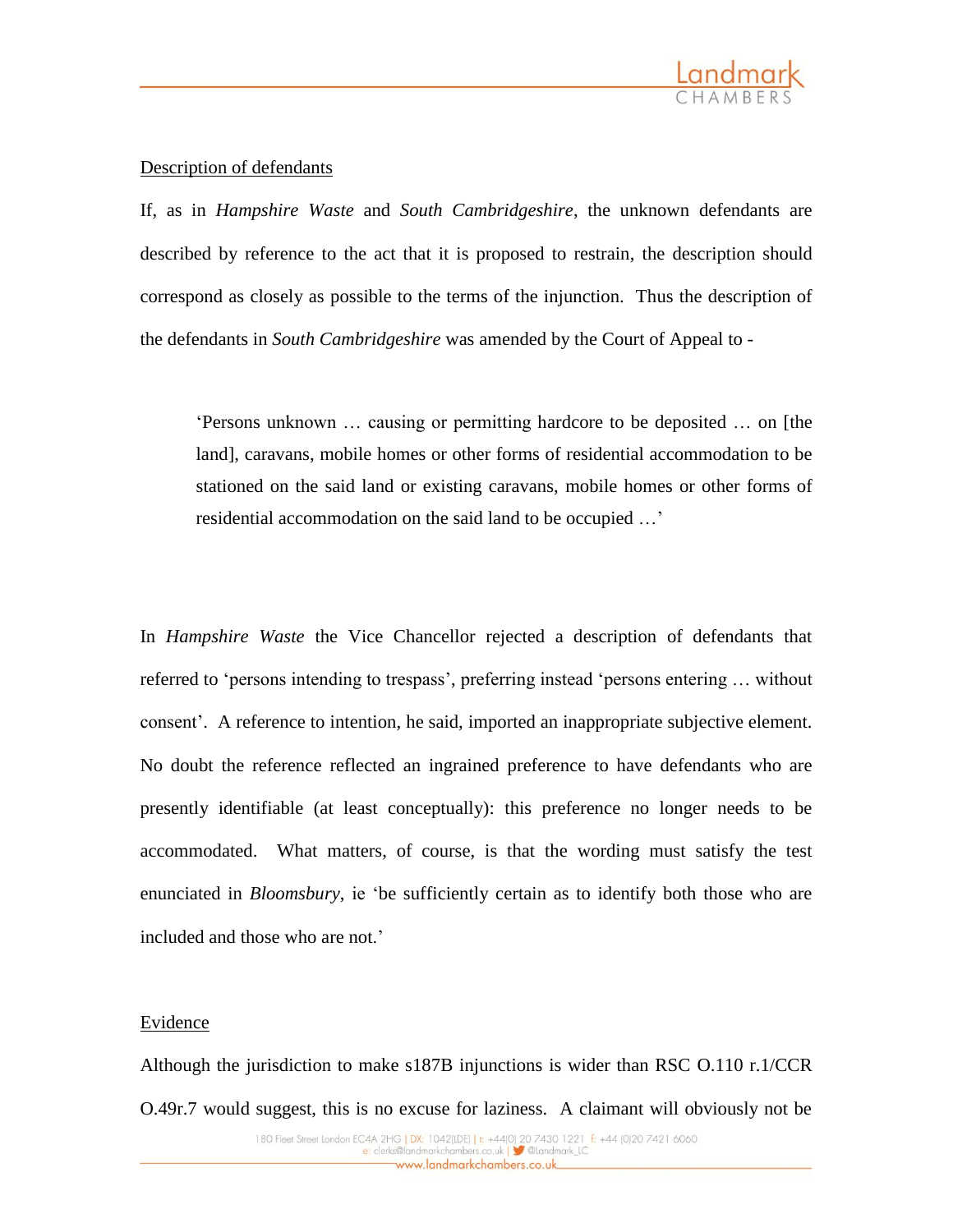Description of defendants

If, as in *Hampshire Waste* and *South Cambridgeshire*, the unknown defendants are described by reference to the act that it is proposed to restrain, the description should correspond as closely as possible to the terms of the injunction. Thus the description of the defendants in *South Cambridgeshire* was amended by the Court of Appeal to -

> 'Persons unknown … causing or permitting hardcore to be deposited … on [the land], caravans, mobile homes or other forms of residential accommodation to be stationed on the said land or existing caravans, mobile homes or other forms of residential accommodation on the said land to be occupied …'

In *Hampshire Waste* the Vice Chancellor rejected a description of defendants that referred to 'persons intending to trespass', preferring instead 'persons entering … without consent'. A reference to intention, he said, imported an inappropriate subjective element. No doubt the reference reflected an ingrained preference to have defendants who are presently identifiable (at least conceptually): this preference no longer needs to be accommodated. What matters, of course, is that the wording must satisfy the test enunciated in *Bloomsbury*, ie 'be sufficiently certain as to identify both those who are included and those who are not.'

Evidence

Although the jurisdiction to make s187B injunctions is wider than RSC O.110 r.1/CCR O.49r.7 would suggest, this is no excuse for laziness. A claimant will obviously not be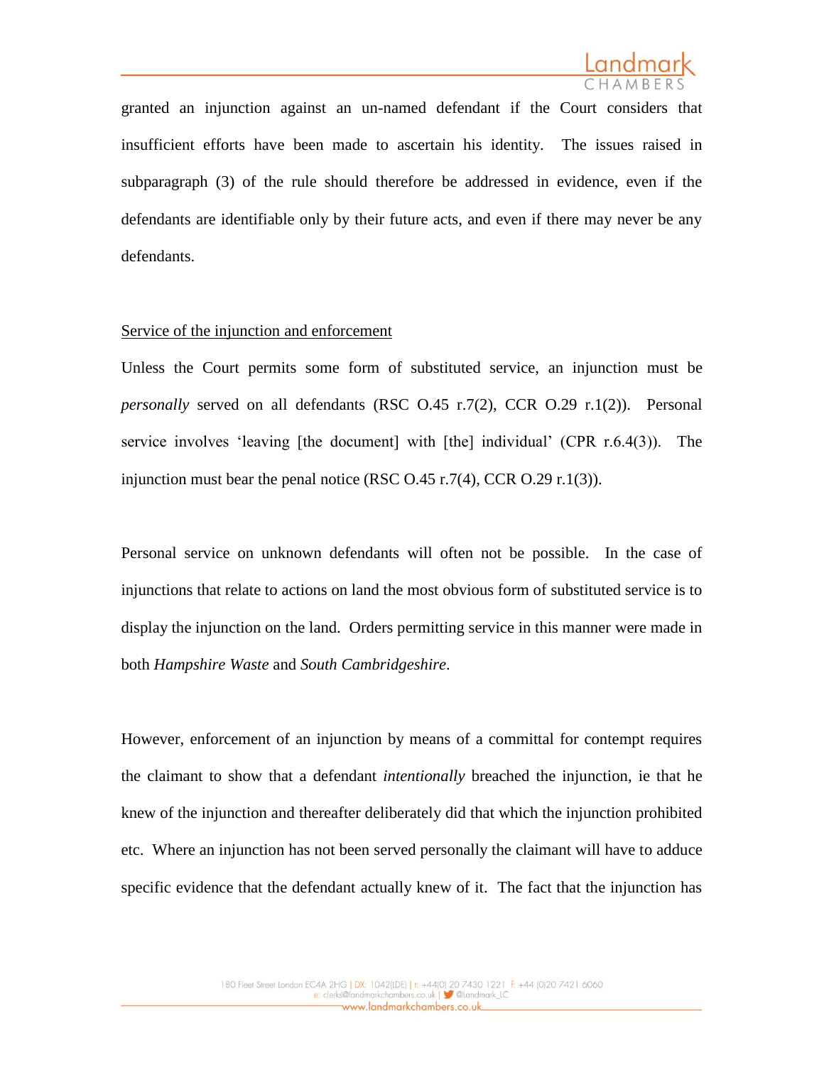granted an injunction against an un-named defendant if the Court considers that insufficient efforts have been made to ascertain his identity. The issues raised in subparagraph (3) of the rule should therefore be addressed in evidence, even if the defendants are identifiable only by their future acts, and even if there may never be any defendants.

<u>Service of the injunction and enforcement</u>

Unless the Court permits some form of substituted service, an injunction must be *personally* served on all defendants (RSC O.45 r.7(2), CCR O.29 r.1(2)). Personal service involves 'leaving [the document] with [the] individual' (CPR r.6.4(3)). The injunction must bear the penal notice (RSC O.45 r.7(4), CCR O.29 r.1(3)).

Personal service on unknown defendants will often not be possible. In the case of injunctions that relate to actions on land the most obvious form of substituted service is to display the injunction on the land. Orders permitting service in this manner were made in both *Hampshire Waste* and *South Cambridgeshire*.

However, enforcement of an injunction by means of a committal for contempt requires the claimant to show that a defendant *intentionally* breached the injunction, ie that he knew of the injunction and thereafter deliberately did that which the injunction prohibited etc. Where an injunction has not been served personally the claimant will have to adduce specific evidence that the defendant actually knew of it. The fact that the injunction has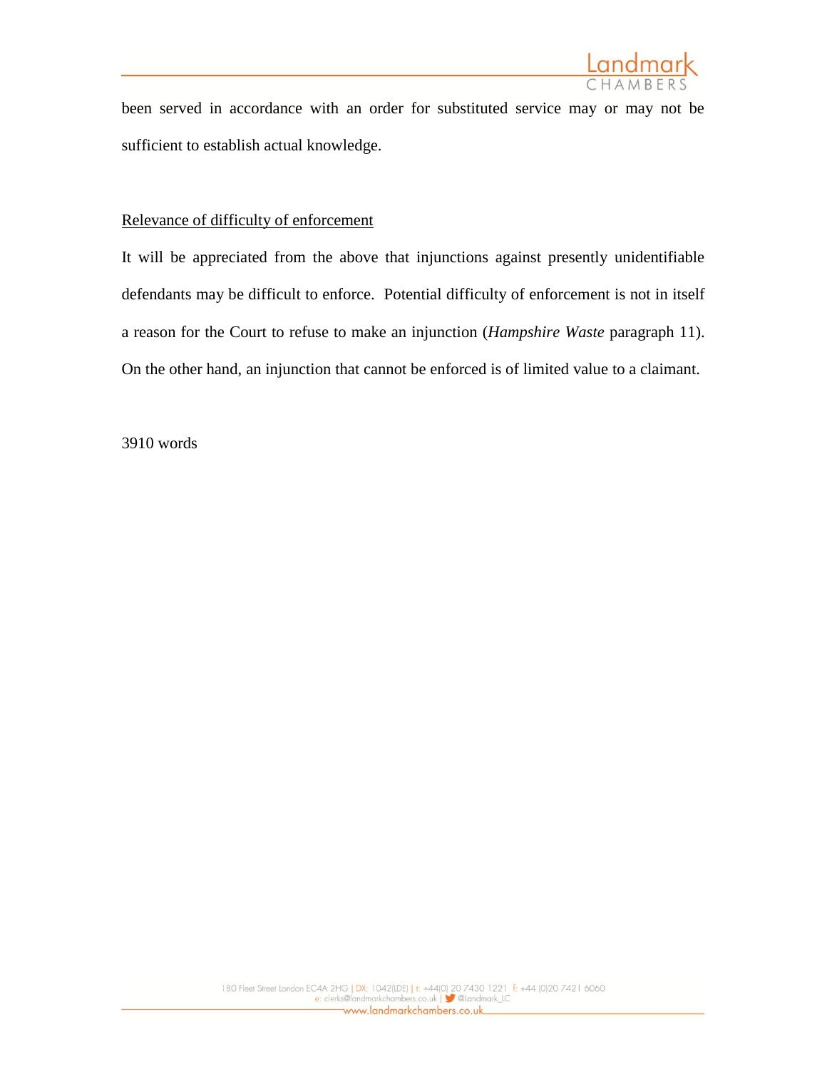been served in accordance with an order for substituted service may or may not be sufficient to establish actual knowledge.

Relevance of difficulty of enforcement

It will be appreciated from the above that injunctions against presently unidentifiable defendants may be difficult to enforce. Potential difficulty of enforcement is not in itself a reason for the Court to refuse to make an injunction (*Hampshire Waste* paragraph 11). On the other hand, an injunction that cannot be enforced is of limited value to a claimant.

3910 words